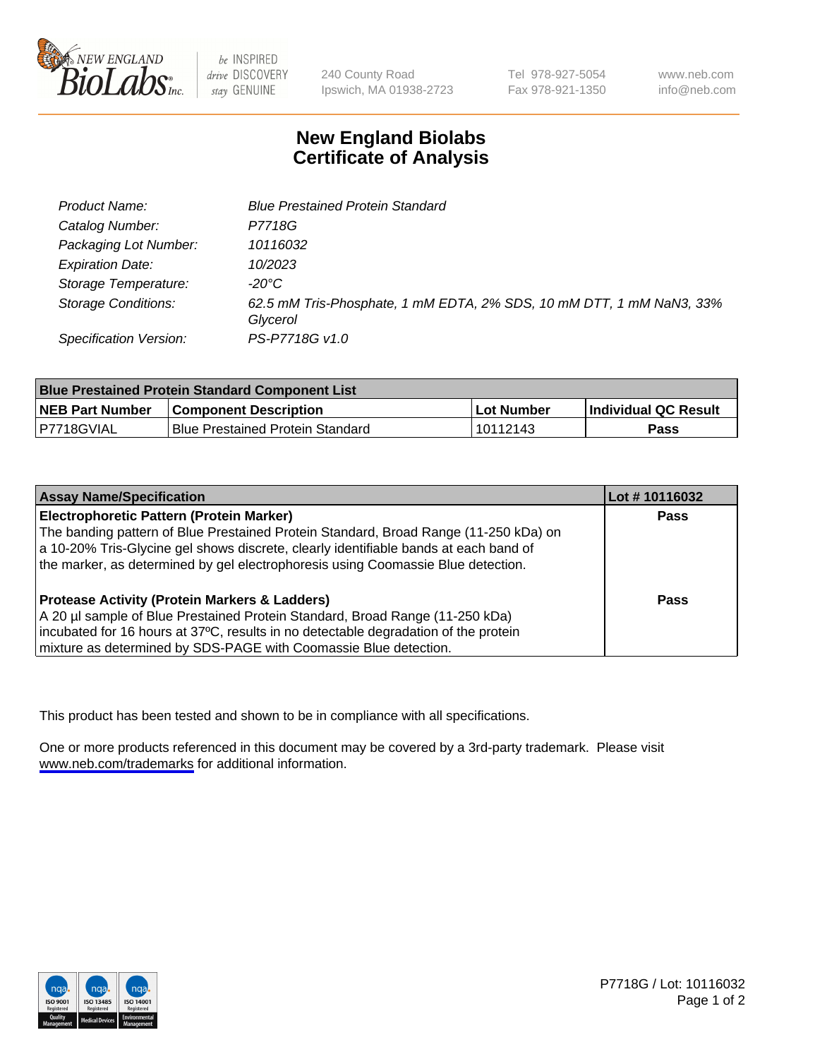# New England Biolabs
## Certificate of Analysis

| | |
|---|---|
| Product Name: | *Blue Prestained Protein Standard* |
| Catalog Number: | *P7718G* |
| Packaging Lot Number: | *10116032* |
| Expiration Date: | *10/2023* |
| Storage Temperature: | *-20°C* |
| Storage Conditions: | *62.5 mM Tris-Phosphate, 1 mM EDTA, 2% SDS, 10 mM DTT, 1 mM NaN3, 33% Glycerol* |
| Specification Version: | *PS-P7718G v1.0* |

| Blue Prestained Protein Standard Component List | | | |
|---|---|---|---|
| **NEB Part Number** | **Component Description** | **Lot Number** | **Individual QC Result** |
| P7718GVIAL | Blue Prestained Protein Standard | 10112143 | **Pass** |

| Assay Name/Specification | Lot # 10116032 |
|---|---|
| **Electrophoretic Pattern (Protein Marker)**<br>The banding pattern of Blue Prestained Protein Standard, Broad Range (11-250 kDa) on a 10-20% Tris-Glycine gel shows discrete, clearly identifiable bands at each band of the marker, as determined by gel electrophoresis using Coomassie Blue detection. | **Pass** |
| **Protease Activity (Protein Markers & Ladders)**<br>A 20 µl sample of Blue Prestained Protein Standard, Broad Range (11-250 kDa) incubated for 16 hours at 37ºC, results in no detectable degradation of the protein mixture as determined by SDS-PAGE with Coomassie Blue detection. | **Pass** |

This product has been tested and shown to be in compliance with all specifications.

One or more products referenced in this document may be covered by a 3rd-party trademark. Please visit www.neb.com/trademarks for additional information.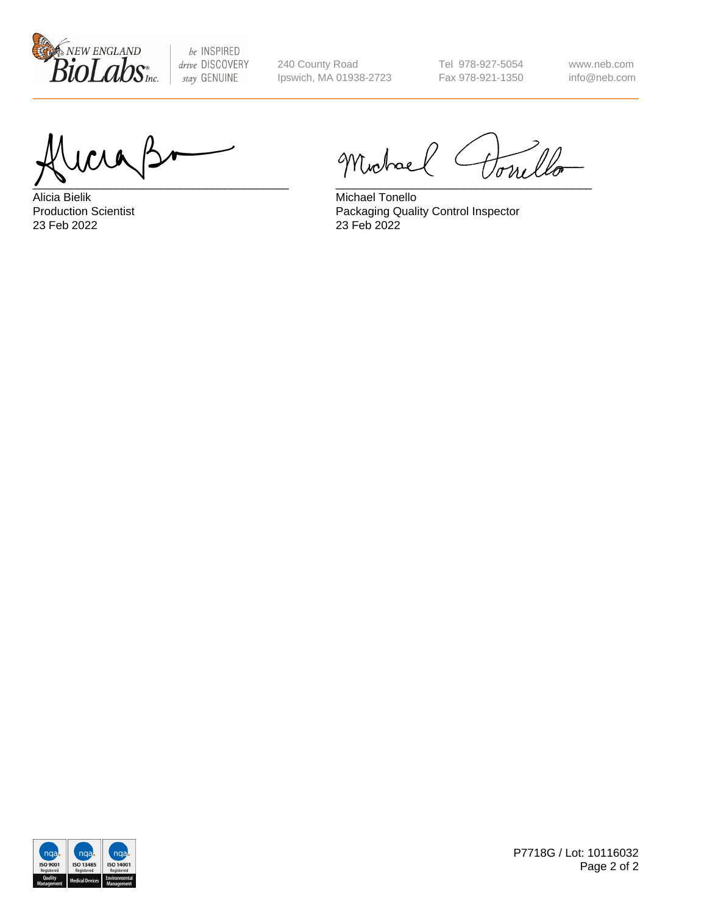Alicia Bielik
Production Scientist
23 Feb 2022

Michael Tonello
Packaging Quality Control Inspector
23 Feb 2022